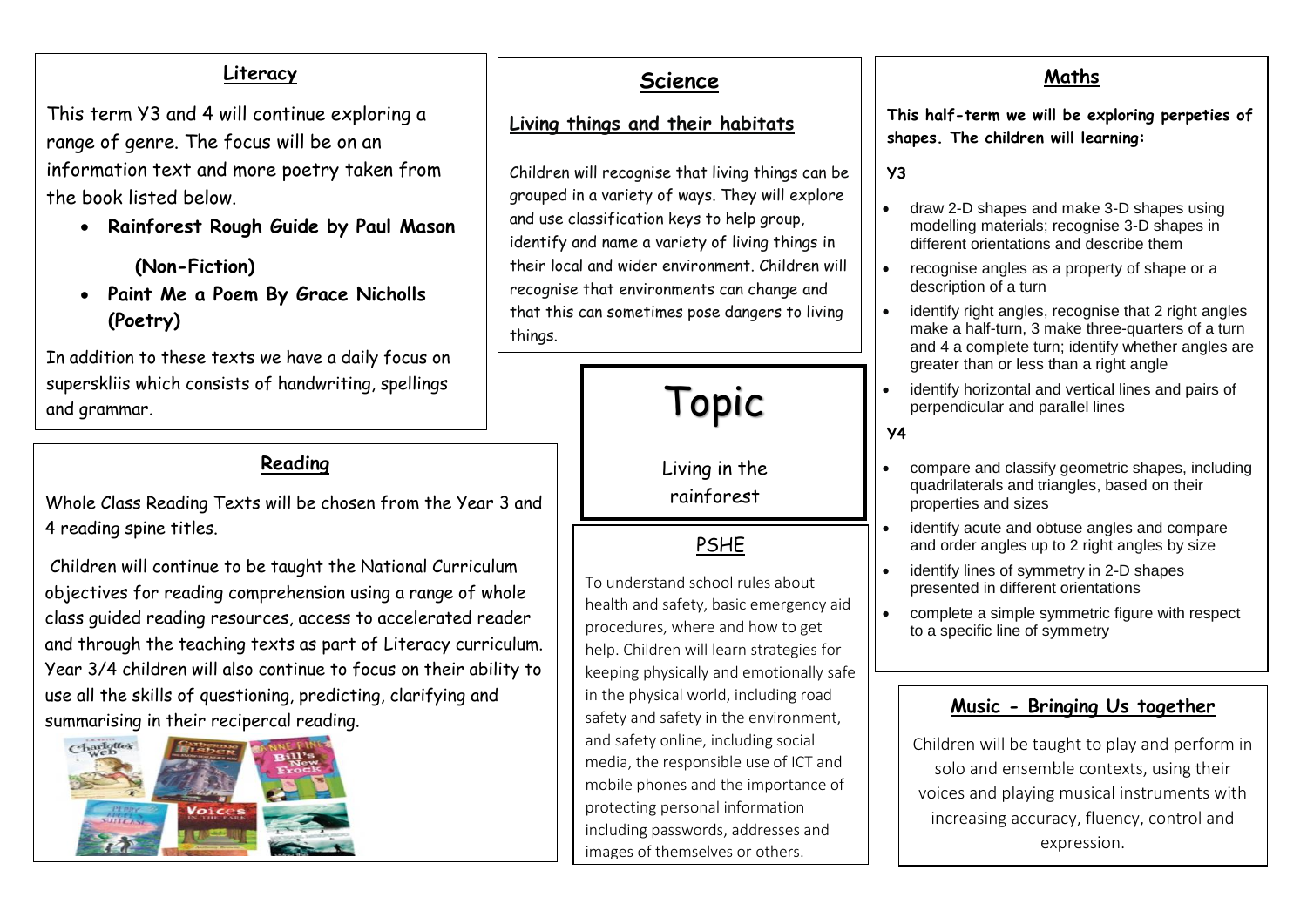## Literacy

This term Y3 and 4 will continue exploring a range of genre. The focus will be on an information text and more poetry taken from the book listed below.

- **Rainforest Rough Guide by Paul Mason**

  **(Non-Fiction)**
- **Paint Me a Poem By Grace Nicholls (Poetry)**

In addition to these texts we have a daily focus on superskliis which consists of handwriting, spellings and grammar.

## Reading

Whole Class Reading Texts will be chosen from the Year 3 and 4 reading spine titles.

Children will continue to be taught the National Curriculum objectives for reading comprehension using a range of whole class guided reading resources, access to accelerated reader and through the teaching texts as part of Literacy curriculum. Year 3/4 children will also continue to focus on their ability to use all the skills of questioning, predicting, clarifying and summarising in their recipercal reading.

## Science

### Living things and their habitats

Children will recognise that living things can be grouped in a variety of ways. They will explore and use classification keys to help group, identify and name a variety of living things in their local and wider environment. Children will recognise that environments can change and that this can sometimes pose dangers to living things.

## Topic

Living in the rainforest

## PSHE

To understand school rules about health and safety, basic emergency aid procedures, where and how to get help. Children will learn strategies for keeping physically and emotionally safe in the physical world, including road safety and safety in the environment, and safety online, including social media, the responsible use of ICT and mobile phones and the importance of protecting personal information including passwords, addresses and images of themselves or others.

## Maths

**This half-term we will be exploring perpeties of shapes. The children will learning:**

**Y3**

- draw 2-D shapes and make 3-D shapes using modelling materials; recognise 3-D shapes in different orientations and describe them
- recognise angles as a property of shape or a description of a turn
- identify right angles, recognise that 2 right angles make a half-turn, 3 make three-quarters of a turn and 4 a complete turn; identify whether angles are greater than or less than a right angle
- identify horizontal and vertical lines and pairs of perpendicular and parallel lines

**Y4**

- compare and classify geometric shapes, including quadrilaterals and triangles, based on their properties and sizes
- identify acute and obtuse angles and compare and order angles up to 2 right angles by size
- identify lines of symmetry in 2-D shapes presented in different orientations
- complete a simple symmetric figure with respect to a specific line of symmetry

## Music - Bringing Us together

Children will be taught to play and perform in solo and ensemble contexts, using their voices and playing musical instruments with increasing accuracy, fluency, control and expression.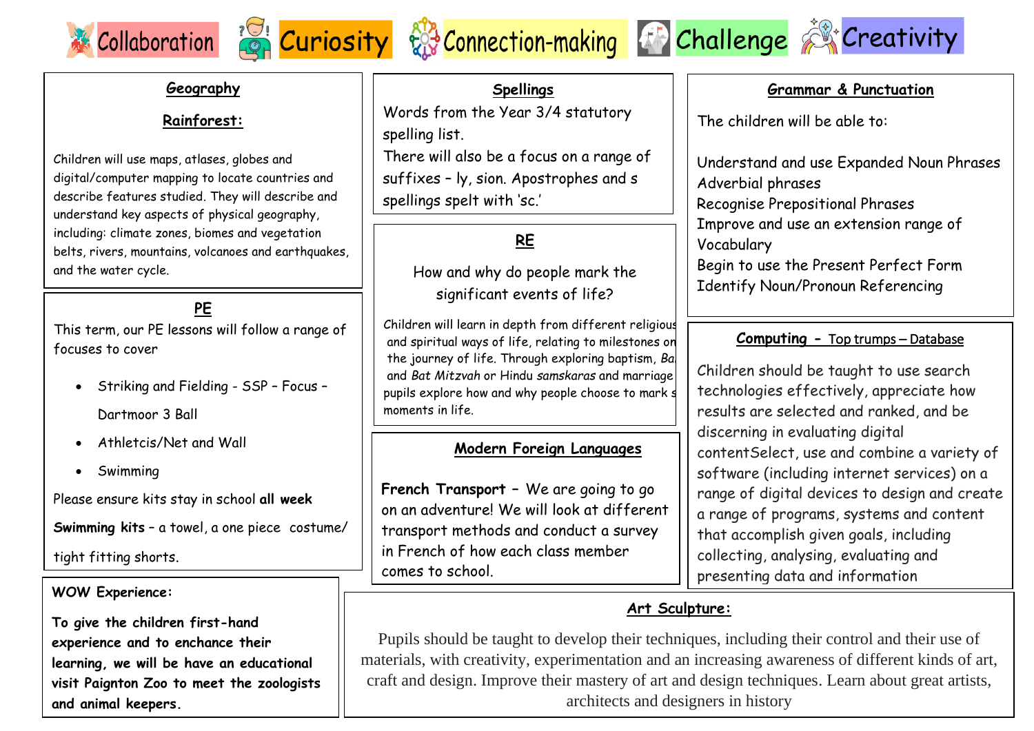Collaboration Curiosity Connection-making Challenge Creativity

## Geography

### Rainforest:

Children will use maps, atlases, globes and digital/computer mapping to locate countries and describe features studied. They will describe and understand key aspects of physical geography, including: climate zones, biomes and vegetation belts, rivers, mountains, volcanoes and earthquakes, and the water cycle.

## PE

This term, our PE lessons will follow a range of focuses to cover

- Striking and Fielding - SSP – Focus – Dartmoor 3 Ball
- Athletcis/Net and Wall
- Swimming

Please ensure kits stay in school **all week**

**Swimming kits** – a towel, a one piece costume/ tight fitting shorts.

**WOW Experience:**

**To give the children first-hand experience and to enchance their learning, we will be have an educational visit Paignton Zoo to meet the zoologists and animal keepers.**

## Spellings

Words from the Year 3/4 statutory spelling list.

There will also be a focus on a range of suffixes – ly, sion. Apostrophes and s spellings spelt with 'sc.'

## RE

How and why do people mark the significant events of life?

Children will learn in depth from different religious and spiritual ways of life, relating to milestones on the journey of life. Through exploring baptism, *Ba* and *Bat Mitzvah* or Hindu *samskaras* and marriage pupils explore how and why people choose to mark s moments in life.

## Modern Foreign Languages

**French Transport** – We are going to go on an adventure! We will look at different transport methods and conduct a survey in French of how each class member comes to school.

## Grammar & Punctuation

The children will be able to:

Understand and use Expanded Noun Phrases
Adverbial phrases
Recognise Prepositional Phrases
Improve and use an extension range of Vocabulary
Begin to use the Present Perfect Form
Identify Noun/Pronoun Referencing

## Computing - Top trumps – Database

Children should be taught to use search technologies effectively, appreciate how results are selected and ranked, and be discerning in evaluating digital contentSelect, use and combine a variety of software (including internet services) on a range of digital devices to design and create a range of programs, systems and content that accomplish given goals, including collecting, analysing, evaluating and presenting data and information

## Art Sculpture:

Pupils should be taught to develop their techniques, including their control and their use of materials, with creativity, experimentation and an increasing awareness of different kinds of art, craft and design. Improve their mastery of art and design techniques. Learn about great artists, architects and designers in history